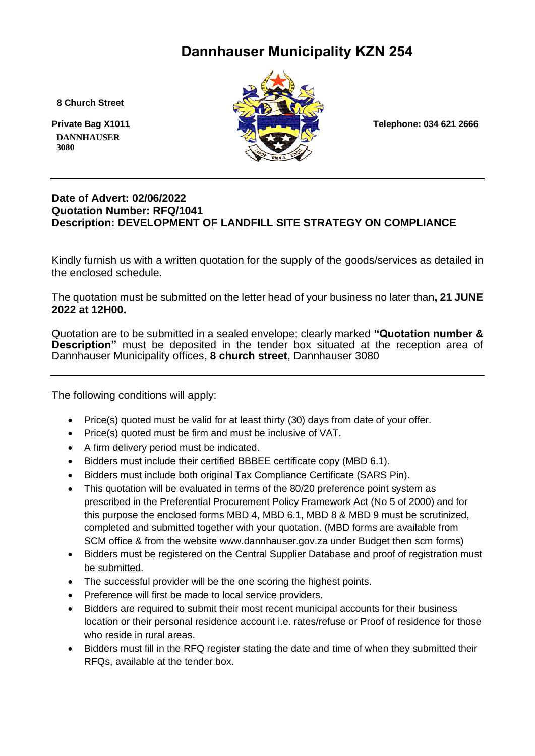# Dannhauser Municipality KZN 254

8 Church Street

Private Bag X1011
DANNHAUSER
3080

Telephone: 034 621 2666

---

**Date of Advert: 02/06/2022**
**Quotation Number: RFQ/1041**
**Description: DEVELOPMENT OF LANDFILL SITE STRATEGY ON COMPLIANCE**

Kindly furnish us with a written quotation for the supply of the goods/services as detailed in the enclosed schedule.

The quotation must be submitted on the letter head of your business no later than**, 21 JUNE 2022 at 12H00.**

Quotation are to be submitted in a sealed envelope; clearly marked **"Quotation number & Description"** must be deposited in the tender box situated at the reception area of Dannhauser Municipality offices, **8 church street**, Dannhauser 3080

---

The following conditions will apply:

- Price(s) quoted must be valid for at least thirty (30) days from date of your offer.
- Price(s) quoted must be firm and must be inclusive of VAT.
- A firm delivery period must be indicated.
- Bidders must include their certified BBBEE certificate copy (MBD 6.1).
- Bidders must include both original Tax Compliance Certificate (SARS Pin).
- This quotation will be evaluated in terms of the 80/20 preference point system as prescribed in the Preferential Procurement Policy Framework Act (No 5 of 2000) and for this purpose the enclosed forms MBD 4, MBD 6.1, MBD 8 & MBD 9 must be scrutinized, completed and submitted together with your quotation. (MBD forms are available from SCM office & from the website www.dannhauser.gov.za under Budget then scm forms)
- Bidders must be registered on the Central Supplier Database and proof of registration must be submitted.
- The successful provider will be the one scoring the highest points.
- Preference will first be made to local service providers.
- Bidders are required to submit their most recent municipal accounts for their business location or their personal residence account i.e. rates/refuse or Proof of residence for those who reside in rural areas.
- Bidders must fill in the RFQ register stating the date and time of when they submitted their RFQs, available at the tender box.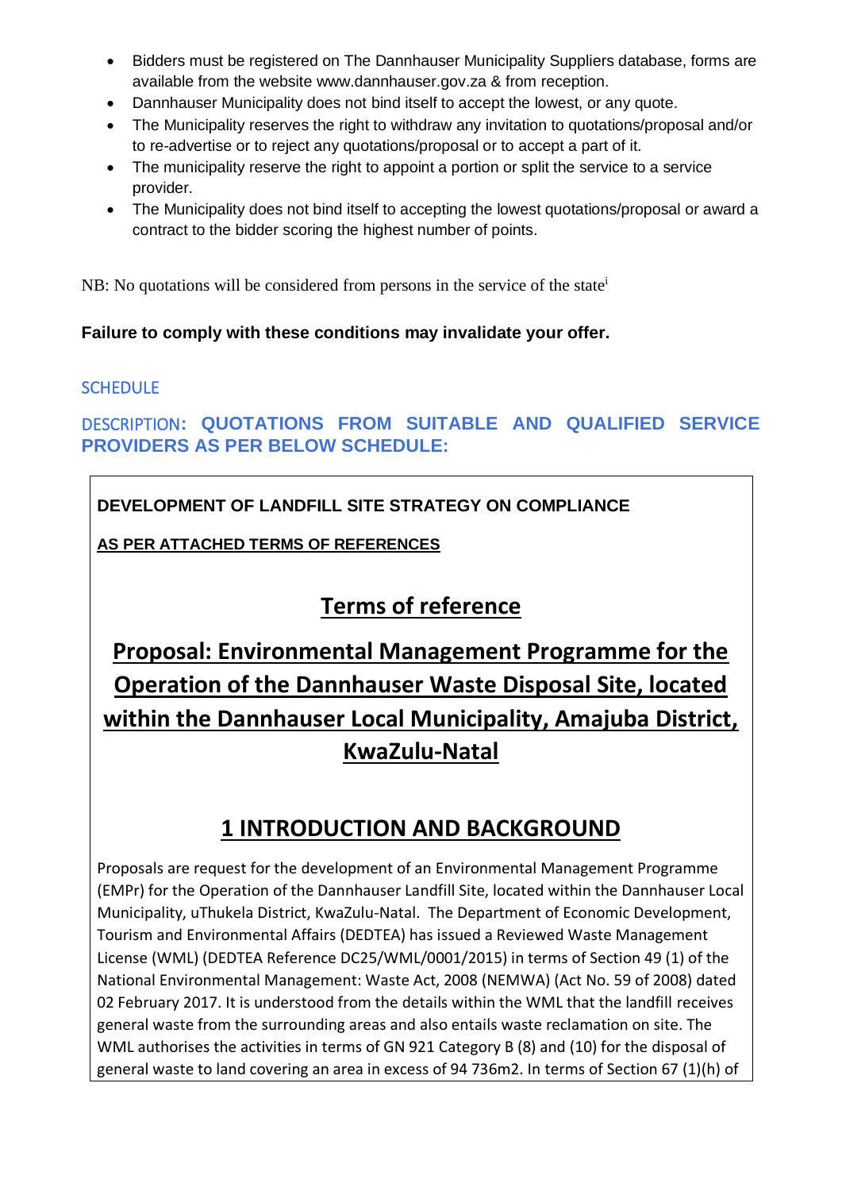- Bidders must be registered on The Dannhauser Municipality Suppliers database, forms are available from the website www.dannhauser.gov.za & from reception.
- Dannhauser Municipality does not bind itself to accept the lowest, or any quote.
- The Municipality reserves the right to withdraw any invitation to quotations/proposal and/or to re-advertise or to reject any quotations/proposal or to accept a part of it.
- The municipality reserve the right to appoint a portion or split the service to a service provider.
- The Municipality does not bind itself to accepting the lowest quotations/proposal or award a contract to the bidder scoring the highest number of points.

NB: No quotations will be considered from persons in the service of the state[i]

**Failure to comply with these conditions may invalidate your offer.**

SCHEDULE

DESCRIPTION: **QUOTATIONS FROM SUITABLE AND QUALIFIED SERVICE PROVIDERS AS PER BELOW SCHEDULE:**

**DEVELOPMENT OF LANDFILL SITE STRATEGY ON COMPLIANCE**

**AS PER ATTACHED TERMS OF REFERENCES**

# Terms of reference

# Proposal: Environmental Management Programme for the Operation of the Dannhauser Waste Disposal Site, located within the Dannhauser Local Municipality, Amajuba District, KwaZulu-Natal

## 1 INTRODUCTION AND BACKGROUND

Proposals are request for the development of an Environmental Management Programme (EMPr) for the Operation of the Dannhauser Landfill Site, located within the Dannhauser Local Municipality, uThukela District, KwaZulu-Natal. The Department of Economic Development, Tourism and Environmental Affairs (DEDTEA) has issued a Reviewed Waste Management License (WML) (DEDTEA Reference DC25/WML/0001/2015) in terms of Section 49 (1) of the National Environmental Management: Waste Act, 2008 (NEMWA) (Act No. 59 of 2008) dated 02 February 2017. It is understood from the details within the WML that the landfill receives general waste from the surrounding areas and also entails waste reclamation on site. The WML authorises the activities in terms of GN 921 Category B (8) and (10) for the disposal of general waste to land covering an area in excess of 94 736m2. In terms of Section 67 (1)(h) of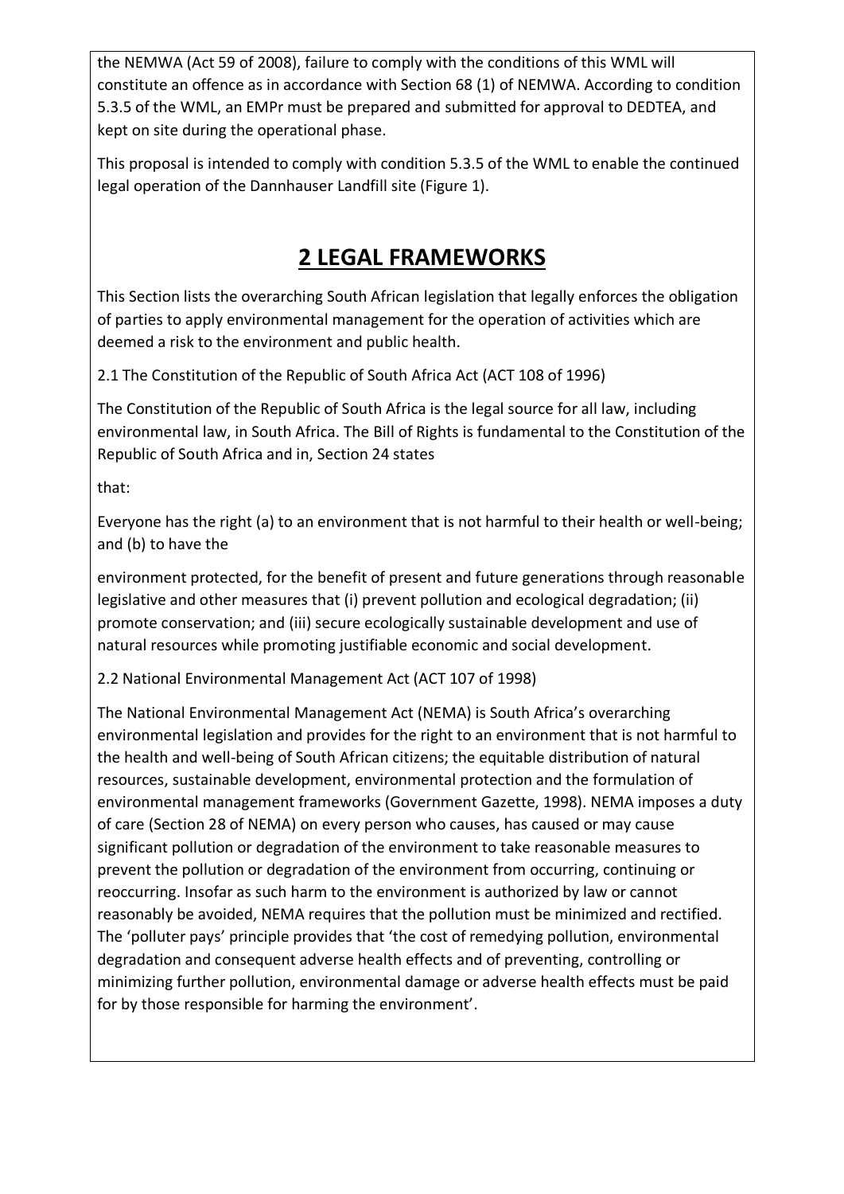the NEMWA (Act 59 of 2008), failure to comply with the conditions of this WML will constitute an offence as in accordance with Section 68 (1) of NEMWA. According to condition 5.3.5 of the WML, an EMPr must be prepared and submitted for approval to DEDTEA, and kept on site during the operational phase.

This proposal is intended to comply with condition 5.3.5 of the WML to enable the continued legal operation of the Dannhauser Landfill site (Figure 1).

# 2 LEGAL FRAMEWORKS

This Section lists the overarching South African legislation that legally enforces the obligation of parties to apply environmental management for the operation of activities which are deemed a risk to the environment and public health.

2.1 The Constitution of the Republic of South Africa Act (ACT 108 of 1996)

The Constitution of the Republic of South Africa is the legal source for all law, including environmental law, in South Africa. The Bill of Rights is fundamental to the Constitution of the Republic of South Africa and in, Section 24 states

that:

Everyone has the right (a) to an environment that is not harmful to their health or well-being; and (b) to have the

environment protected, for the benefit of present and future generations through reasonable legislative and other measures that (i) prevent pollution and ecological degradation; (ii) promote conservation; and (iii) secure ecologically sustainable development and use of natural resources while promoting justifiable economic and social development.

2.2 National Environmental Management Act (ACT 107 of 1998)

The National Environmental Management Act (NEMA) is South Africa's overarching environmental legislation and provides for the right to an environment that is not harmful to the health and well-being of South African citizens; the equitable distribution of natural resources, sustainable development, environmental protection and the formulation of environmental management frameworks (Government Gazette, 1998). NEMA imposes a duty of care (Section 28 of NEMA) on every person who causes, has caused or may cause significant pollution or degradation of the environment to take reasonable measures to prevent the pollution or degradation of the environment from occurring, continuing or reoccurring. Insofar as such harm to the environment is authorized by law or cannot reasonably be avoided, NEMA requires that the pollution must be minimized and rectified. The 'polluter pays' principle provides that 'the cost of remedying pollution, environmental degradation and consequent adverse health effects and of preventing, controlling or minimizing further pollution, environmental damage or adverse health effects must be paid for by those responsible for harming the environment'.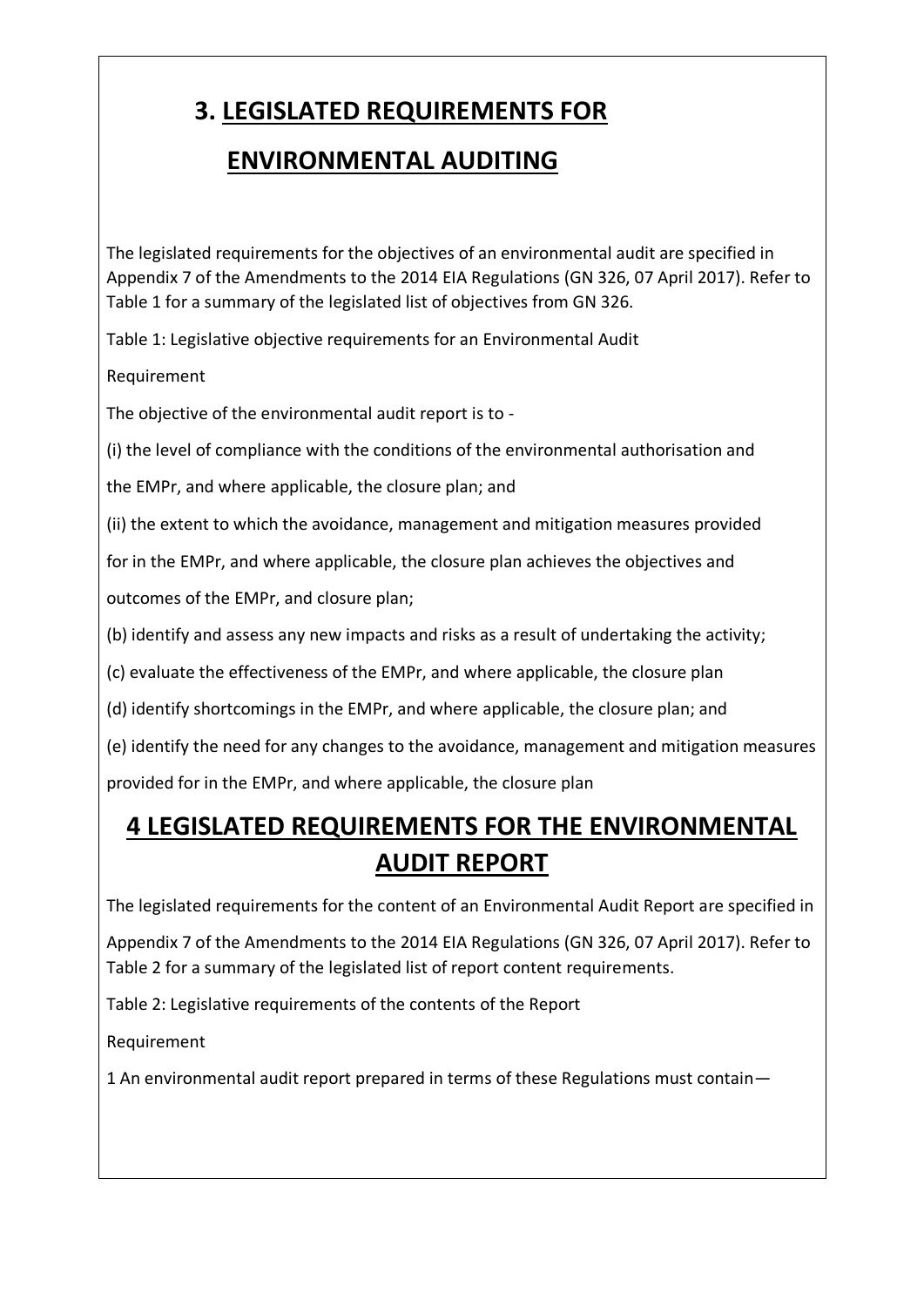## 3. LEGISLATED REQUIREMENTS FOR ENVIRONMENTAL AUDITING

The legislated requirements for the objectives of an environmental audit are specified in Appendix 7 of the Amendments to the 2014 EIA Regulations (GN 326, 07 April 2017). Refer to Table 1 for a summary of the legislated list of objectives from GN 326.

Table 1: Legislative objective requirements for an Environmental Audit

Requirement

The objective of the environmental audit report is to -

(i) the level of compliance with the conditions of the environmental authorisation and the EMPr, and where applicable, the closure plan; and

(ii) the extent to which the avoidance, management and mitigation measures provided for in the EMPr, and where applicable, the closure plan achieves the objectives and outcomes of the EMPr, and closure plan;

(b) identify and assess any new impacts and risks as a result of undertaking the activity;

(c) evaluate the effectiveness of the EMPr, and where applicable, the closure plan

(d) identify shortcomings in the EMPr, and where applicable, the closure plan; and

(e) identify the need for any changes to the avoidance, management and mitigation measures provided for in the EMPr, and where applicable, the closure plan

## 4 LEGISLATED REQUIREMENTS FOR THE ENVIRONMENTAL AUDIT REPORT

The legislated requirements for the content of an Environmental Audit Report are specified in Appendix 7 of the Amendments to the 2014 EIA Regulations (GN 326, 07 April 2017). Refer to Table 2 for a summary of the legislated list of report content requirements.

Table 2: Legislative requirements of the contents of the Report

Requirement

1 An environmental audit report prepared in terms of these Regulations must contain—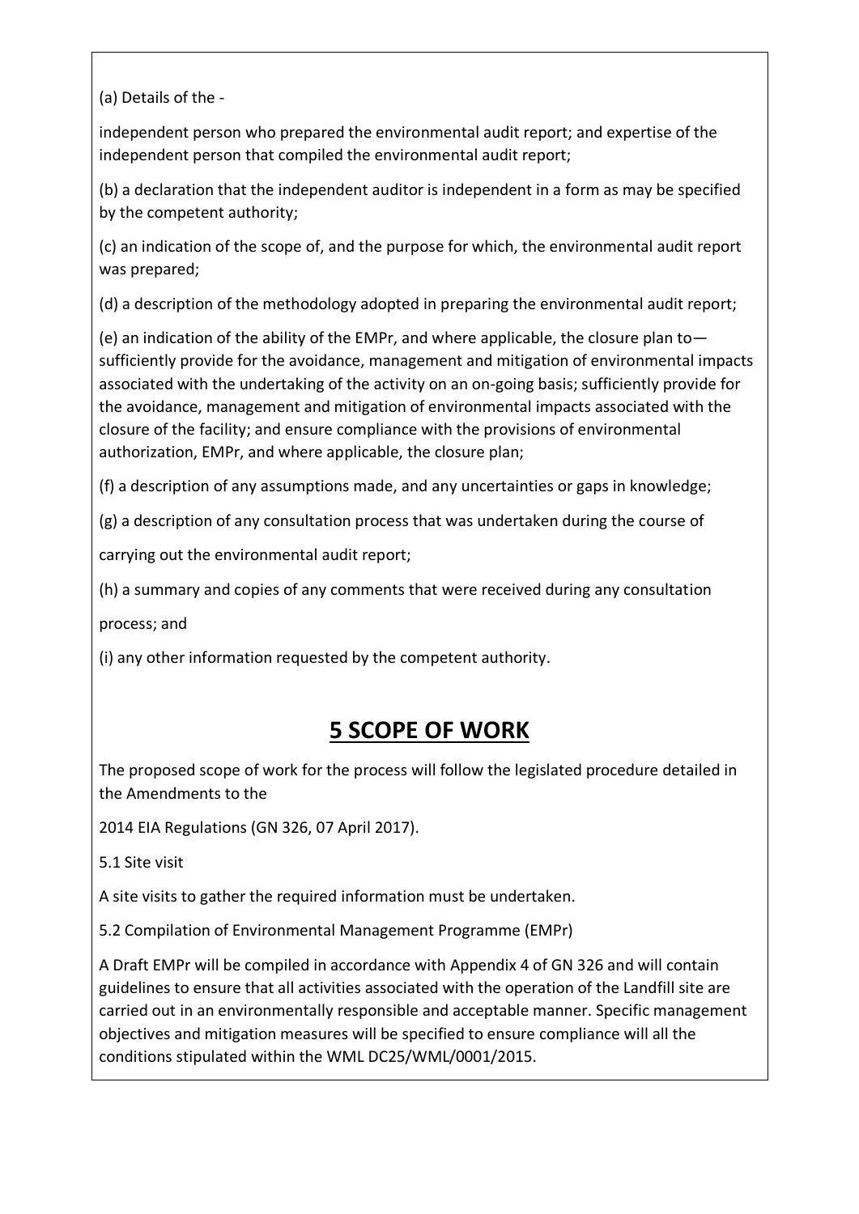(a) Details of the -

independent person who prepared the environmental audit report; and expertise of the independent person that compiled the environmental audit report;

(b) a declaration that the independent auditor is independent in a form as may be specified by the competent authority;

(c) an indication of the scope of, and the purpose for which, the environmental audit report was prepared;

(d) a description of the methodology adopted in preparing the environmental audit report;

(e) an indication of the ability of the EMPr, and where applicable, the closure plan to— sufficiently provide for the avoidance, management and mitigation of environmental impacts associated with the undertaking of the activity on an on-going basis; sufficiently provide for the avoidance, management and mitigation of environmental impacts associated with the closure of the facility; and ensure compliance with the provisions of environmental authorization, EMPr, and where applicable, the closure plan;

(f) a description of any assumptions made, and any uncertainties or gaps in knowledge;

(g) a description of any consultation process that was undertaken during the course of

carrying out the environmental audit report;

(h) a summary and copies of any comments that were received during any consultation

process; and

(i) any other information requested by the competent authority.

# 5 SCOPE OF WORK

The proposed scope of work for the process will follow the legislated procedure detailed in the Amendments to the

2014 EIA Regulations (GN 326, 07 April 2017).

5.1 Site visit

A site visits to gather the required information must be undertaken.

5.2 Compilation of Environmental Management Programme (EMPr)

A Draft EMPr will be compiled in accordance with Appendix 4 of GN 326 and will contain guidelines to ensure that all activities associated with the operation of the Landfill site are carried out in an environmentally responsible and acceptable manner. Specific management objectives and mitigation measures will be specified to ensure compliance will all the conditions stipulated within the WML DC25/WML/0001/2015.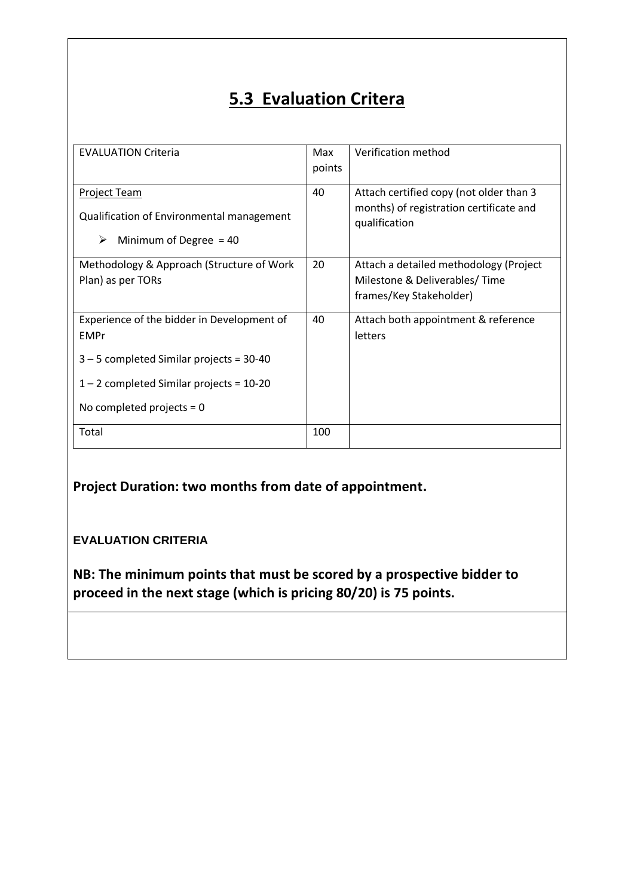## 5.3 Evaluation Critera

| EVALUATION Criteria | Max points | Verification method |
|---|---|---|
| Project Team<br>Qualification of Environmental management<br>➢ Minimum of Degree = 40 | 40 | Attach certified copy (not older than 3 months) of registration certificate and qualification |
| Methodology & Approach (Structure of Work Plan) as per TORs | 20 | Attach a detailed methodology (Project Milestone & Deliverables/ Time frames/Key Stakeholder) |
| Experience of the bidder in Development of EMPr<br>3 – 5 completed Similar projects = 30-40<br>1 – 2 completed Similar projects = 10-20<br>No completed projects = 0 | 40 | Attach both appointment & reference letters |
| Total | 100 | |

**Project Duration: two months from date of appointment.**

**EVALUATION CRITERIA**

**NB: The minimum points that must be scored by a prospective bidder to proceed in the next stage (which is pricing 80/20) is 75 points.**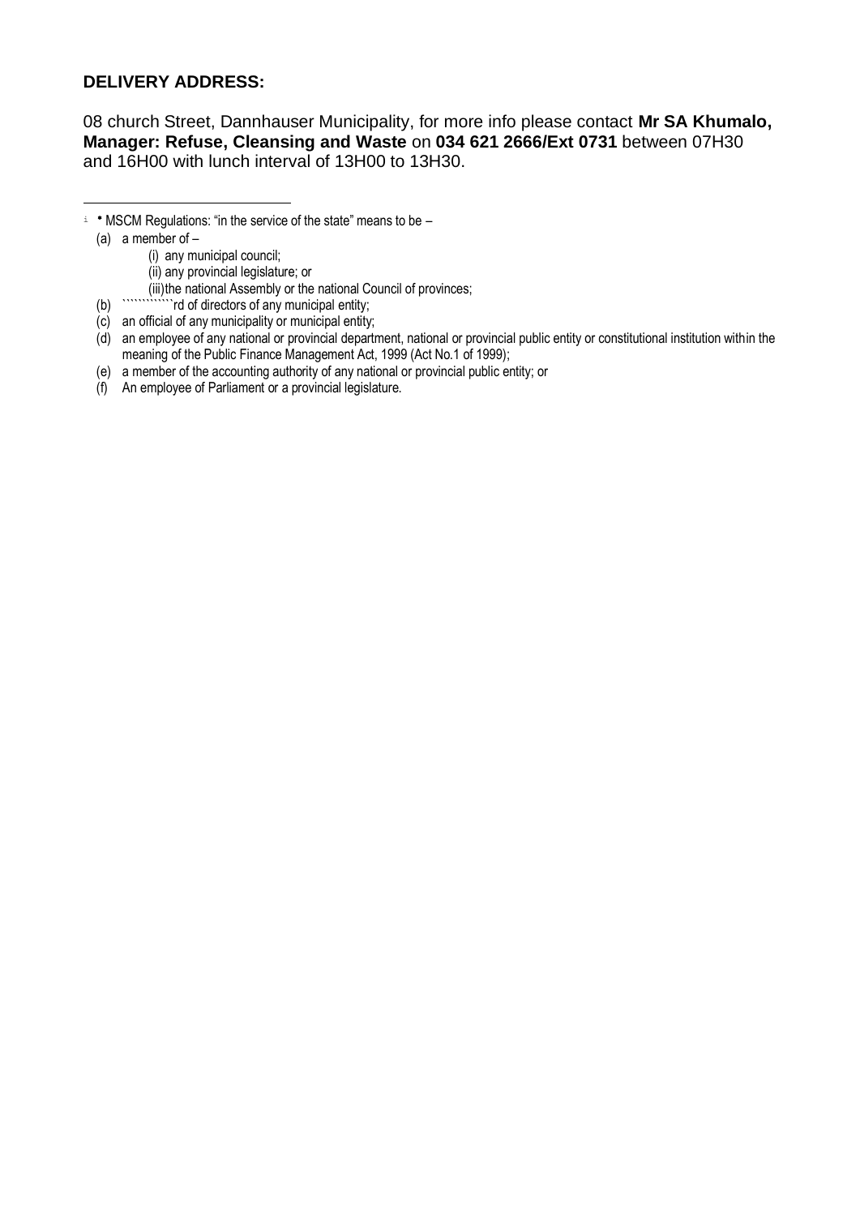**DELIVERY ADDRESS:**

08 church Street, Dannhauser Municipality, for more info please contact **Mr SA Khumalo, Manager: Refuse, Cleansing and Waste** on **034 621 2666/Ext 0731** between 07H30 and 16H00 with lunch interval of 13H00 to 13H30.

---

[i] • MSCM Regulations: "in the service of the state" means to be –

(a) a member of –
  (i) any municipal council;
  (ii) any provincial legislature; or
  (iii) the national Assembly or the national Council of provinces;
(b) ````````````rd of directors of any municipal entity;
(c) an official of any municipality or municipal entity;
(d) an employee of any national or provincial department, national or provincial public entity or constitutional institution within the meaning of the Public Finance Management Act, 1999 (Act No.1 of 1999);
(e) a member of the accounting authority of any national or provincial public entity; or
(f) An employee of Parliament or a provincial legislature.